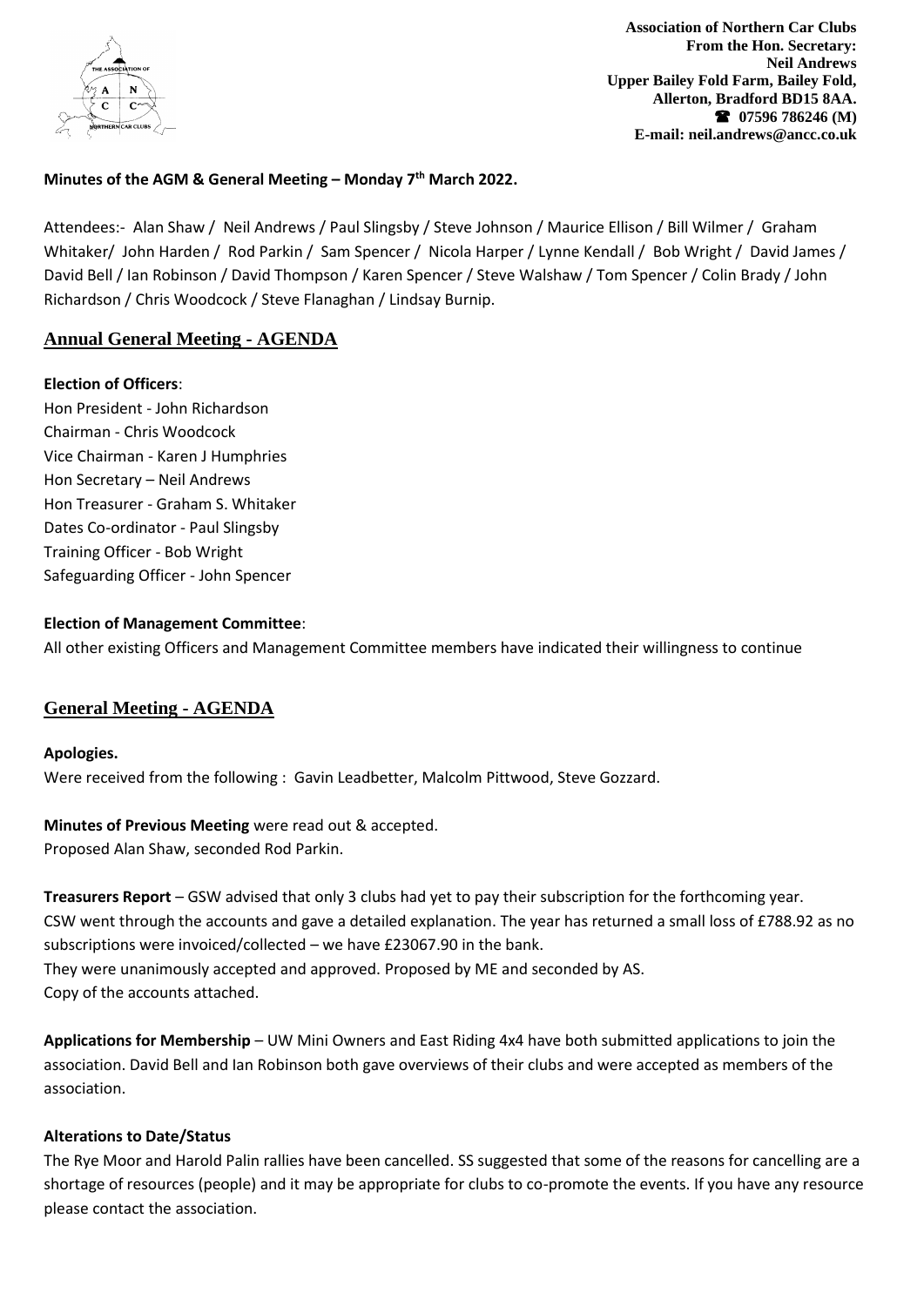**Association of Northern Car Clubs**
**From the Hon. Secretary:**
**Neil Andrews**
**Upper Bailey Fold Farm, Bailey Fold,**
**Allerton, Bradford BD15 8AA.**
**☎ 07596 786246 (M)**
**E-mail: neil.andrews@ancc.co.uk**

**Minutes of the AGM & General Meeting – Monday 7th March 2022.**

Attendees:- Alan Shaw / Neil Andrews / Paul Slingsby / Steve Johnson / Maurice Ellison / Bill Wilmer / Graham Whitaker/ John Harden / Rod Parkin / Sam Spencer / Nicola Harper / Lynne Kendall / Bob Wright / David James / David Bell / Ian Robinson / David Thompson / Karen Spencer / Steve Walshaw / Tom Spencer / Colin Brady / John Richardson / Chris Woodcock / Steve Flanaghan / Lindsay Burnip.

## Annual General Meeting - AGENDA

**Election of Officers**:

Hon President - John Richardson
Chairman - Chris Woodcock
Vice Chairman - Karen J Humphries
Hon Secretary – Neil Andrews
Hon Treasurer - Graham S. Whitaker
Dates Co-ordinator - Paul Slingsby
Training Officer - Bob Wright
Safeguarding Officer - John Spencer

**Election of Management Committee**:

All other existing Officers and Management Committee members have indicated their willingness to continue

## General Meeting - AGENDA

**Apologies.**

Were received from the following : Gavin Leadbetter, Malcolm Pittwood, Steve Gozzard.

**Minutes of Previous Meeting** were read out & accepted.
Proposed Alan Shaw, seconded Rod Parkin.

**Treasurers Report** – GSW advised that only 3 clubs had yet to pay their subscription for the forthcoming year.
CSW went through the accounts and gave a detailed explanation. The year has returned a small loss of £788.92 as no subscriptions were invoiced/collected – we have £23067.90 in the bank.
They were unanimously accepted and approved. Proposed by ME and seconded by AS.
Copy of the accounts attached.

**Applications for Membership** – UW Mini Owners and East Riding 4x4 have both submitted applications to join the association. David Bell and Ian Robinson both gave overviews of their clubs and were accepted as members of the association.

**Alterations to Date/Status**

The Rye Moor and Harold Palin rallies have been cancelled. SS suggested that some of the reasons for cancelling are a shortage of resources (people) and it may be appropriate for clubs to co-promote the events. If you have any resource please contact the association.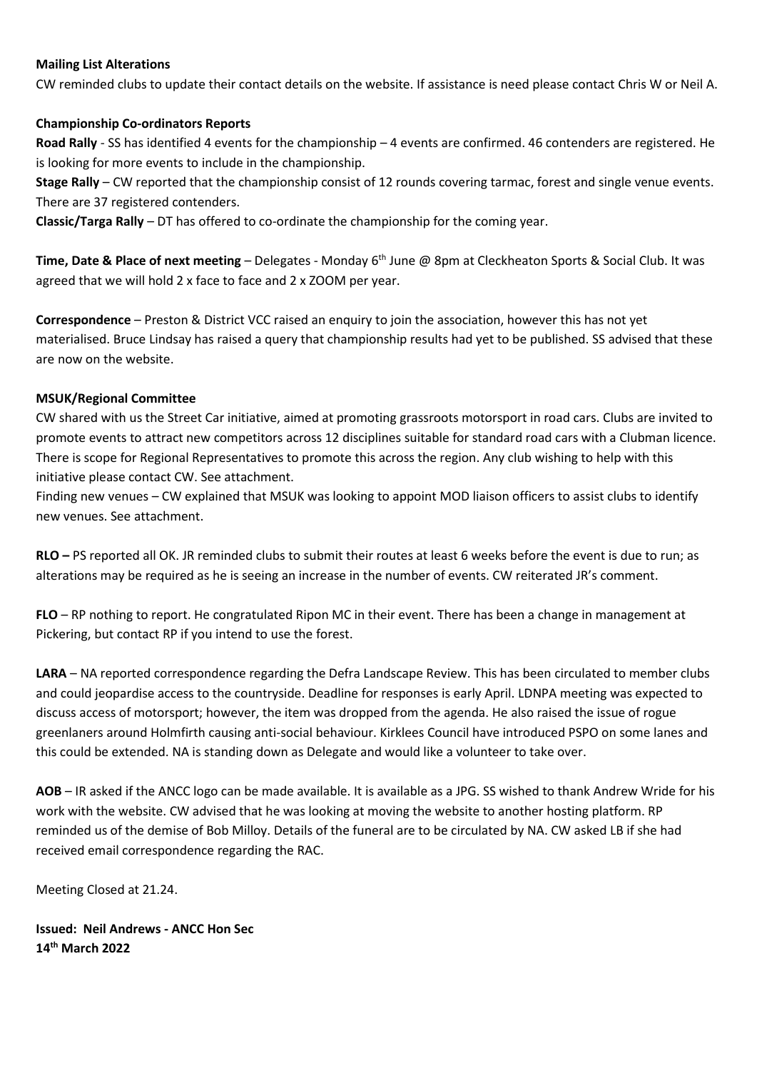**Mailing List Alterations**

CW reminded clubs to update their contact details on the website. If assistance is need please contact Chris W or Neil A.

**Championship Co-ordinators Reports**

**Road Rally** - SS has identified 4 events for the championship – 4 events are confirmed. 46 contenders are registered. He is looking for more events to include in the championship.

**Stage Rally** – CW reported that the championship consist of 12 rounds covering tarmac, forest and single venue events. There are 37 registered contenders.

**Classic/Targa Rally** – DT has offered to co-ordinate the championship for the coming year.

**Time, Date & Place of next meeting** – Delegates - Monday 6th June @ 8pm at Cleckheaton Sports & Social Club. It was agreed that we will hold 2 x face to face and 2 x ZOOM per year.

**Correspondence** – Preston & District VCC raised an enquiry to join the association, however this has not yet materialised. Bruce Lindsay has raised a query that championship results had yet to be published. SS advised that these are now on the website.

**MSUK/Regional Committee**

CW shared with us the Street Car initiative, aimed at promoting grassroots motorsport in road cars. Clubs are invited to promote events to attract new competitors across 12 disciplines suitable for standard road cars with a Clubman licence. There is scope for Regional Representatives to promote this across the region. Any club wishing to help with this initiative please contact CW. See attachment.

Finding new venues – CW explained that MSUK was looking to appoint MOD liaison officers to assist clubs to identify new venues. See attachment.

**RLO –** PS reported all OK. JR reminded clubs to submit their routes at least 6 weeks before the event is due to run; as alterations may be required as he is seeing an increase in the number of events. CW reiterated JR's comment.

**FLO** – RP nothing to report. He congratulated Ripon MC in their event. There has been a change in management at Pickering, but contact RP if you intend to use the forest.

**LARA** – NA reported correspondence regarding the Defra Landscape Review. This has been circulated to member clubs and could jeopardise access to the countryside. Deadline for responses is early April. LDNPA meeting was expected to discuss access of motorsport; however, the item was dropped from the agenda. He also raised the issue of rogue greenlaners around Holmfirth causing anti-social behaviour. Kirklees Council have introduced PSPO on some lanes and this could be extended. NA is standing down as Delegate and would like a volunteer to take over.

**AOB** – IR asked if the ANCC logo can be made available. It is available as a JPG. SS wished to thank Andrew Wride for his work with the website. CW advised that he was looking at moving the website to another hosting platform. RP reminded us of the demise of Bob Milloy. Details of the funeral are to be circulated by NA. CW asked LB if she had received email correspondence regarding the RAC.

Meeting Closed at 21.24.

**Issued: Neil Andrews - ANCC Hon Sec**
**14th March 2022**